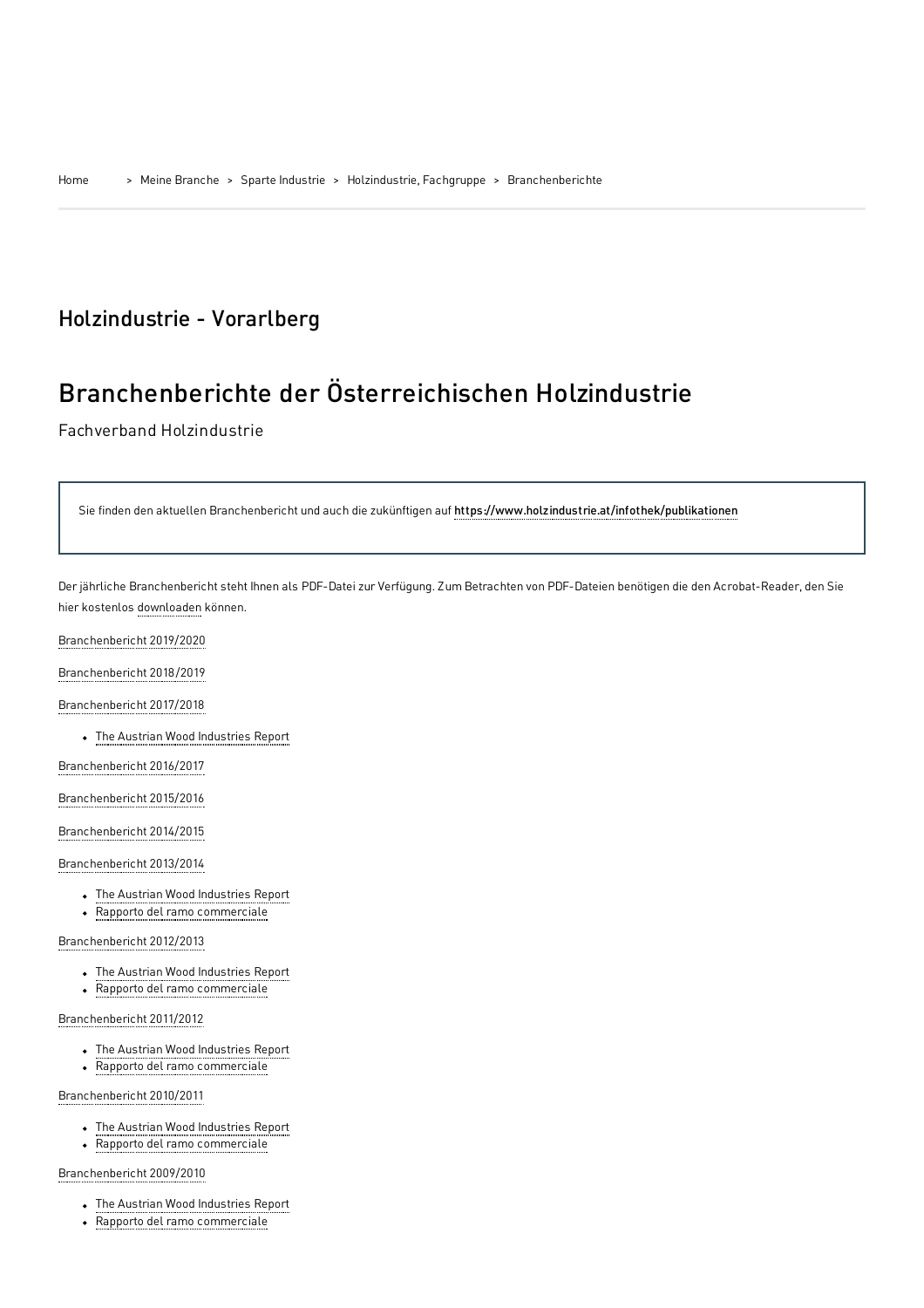Home > Meine Branche > Sparte Industrie > Holzindustrie, Fachgruppe > Branchenberichte

## Holzindustrie - Vorarlberg

# Branchenberichte der Österreichischen Holzindustrie

Fachverband Holzindustrie

> Sie finden den aktuellen Branchenbericht und auch die zukünftigen auf https://www.holzindustrie.at/infothek/publikationen

Der jährliche Branchenbericht steht Ihnen als PDF-Datei zur Verfügung. Zum Betrachten von PDF-Dateien benötigen die den Acrobat-Reader, den Sie hier kostenlos downloaden können.

Branchenbericht 2019/2020

Branchenbericht 2018/2019

Branchenbericht 2017/2018

- The Austrian Wood Industries Report

Branchenbericht 2016/2017

Branchenbericht 2015/2016

Branchenbericht 2014/2015

Branchenbericht 2013/2014

- The Austrian Wood Industries Report
- Rapporto del ramo commerciale

Branchenbericht 2012/2013

- The Austrian Wood Industries Report
- Rapporto del ramo commerciale

Branchenbericht 2011/2012

- The Austrian Wood Industries Report
- Rapporto del ramo commerciale

Branchenbericht 2010/2011

- The Austrian Wood Industries Report
- Rapporto del ramo commerciale

Branchenbericht 2009/2010

- The Austrian Wood Industries Report
- Rapporto del ramo commerciale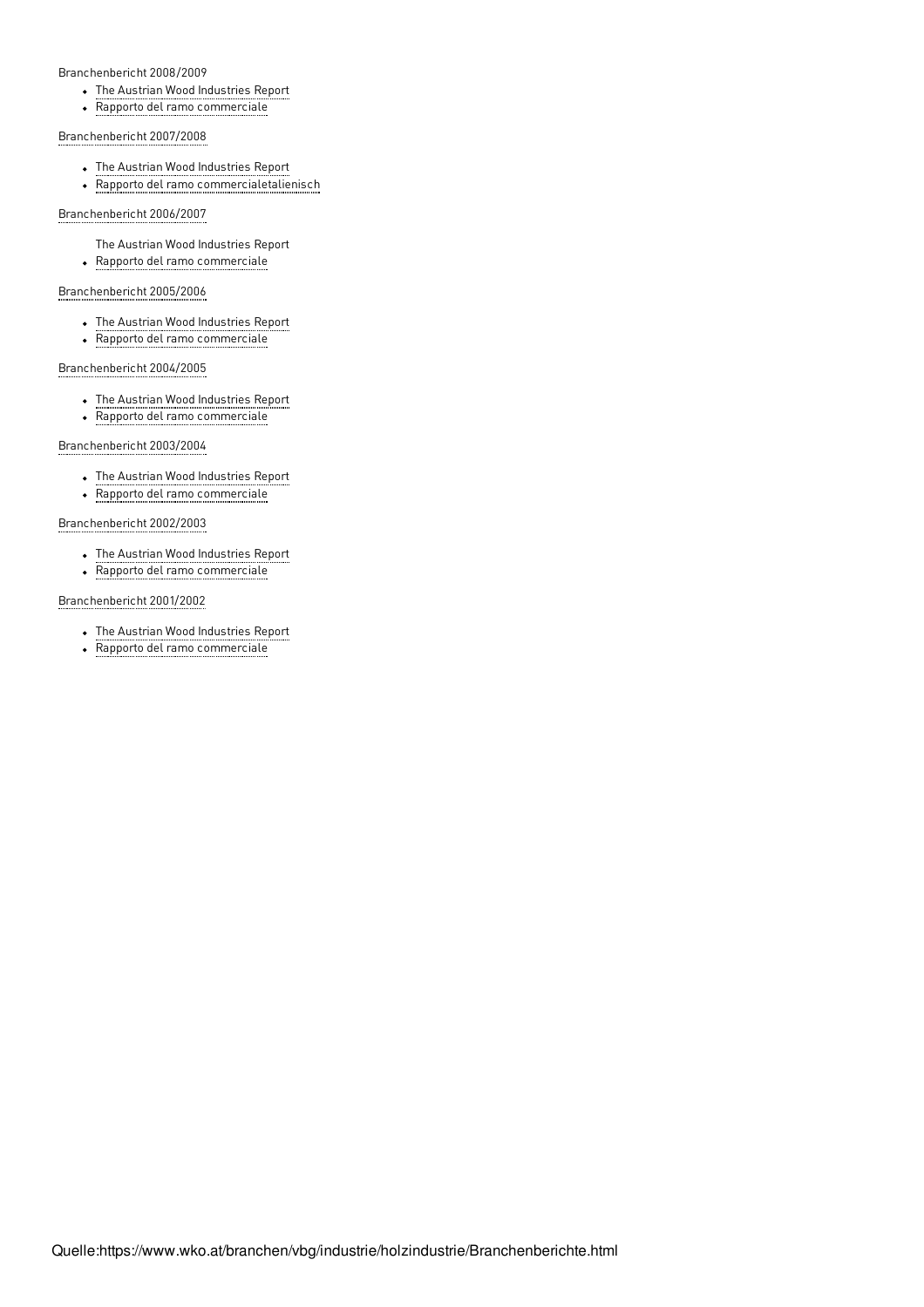Branchenbericht 2008/2009

- The Austrian Wood Industries Report
- Rapporto del ramo commerciale

Branchenbericht 2007/2008

- The Austrian Wood Industries Report
- Rapporto del ramo commercialetalienisch

Branchenbericht 2006/2007

The Austrian Wood Industries Report
- Rapporto del ramo commerciale

Branchenbericht 2005/2006

- The Austrian Wood Industries Report
- Rapporto del ramo commerciale

Branchenbericht 2004/2005

- The Austrian Wood Industries Report
- Rapporto del ramo commerciale

Branchenbericht 2003/2004

- The Austrian Wood Industries Report
- Rapporto del ramo commerciale

Branchenbericht 2002/2003

- The Austrian Wood Industries Report
- Rapporto del ramo commerciale

Branchenbericht 2001/2002

- The Austrian Wood Industries Report
- Rapporto del ramo commerciale

Quelle:https://www.wko.at/branchen/vbg/industrie/holzindustrie/Branchenberichte.html